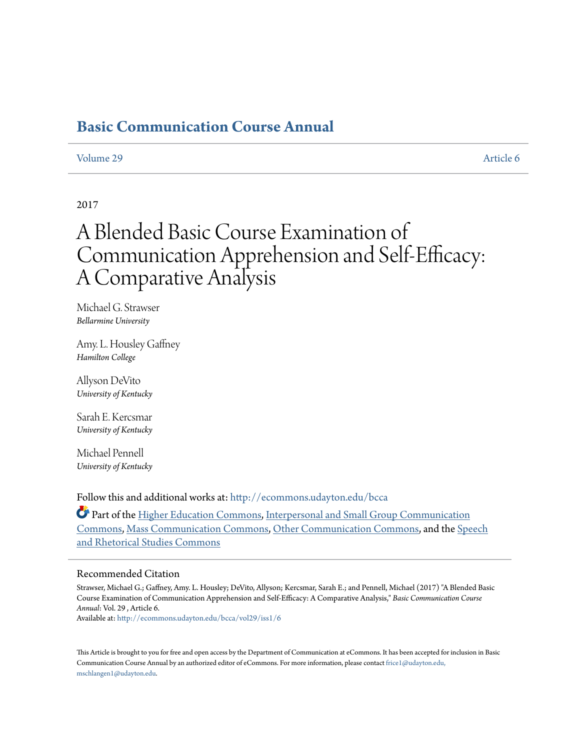# Basic Communication Course Annual

Volume 29 Article 6

2017

# A Blended Basic Course Examination of Communication Apprehension and Self-Efficacy: A Comparative Analysis

Michael G. Strawser
*Bellarmine University*

Amy. L. Housley Gaffney
*Hamilton College*

Allyson DeVito
*University of Kentucky*

Sarah E. Kercsmar
*University of Kentucky*

Michael Pennell
*University of Kentucky*

Follow this and additional works at: http://ecommons.udayton.edu/bcca

Part of the Higher Education Commons, Interpersonal and Small Group Communication Commons, Mass Communication Commons, Other Communication Commons, and the Speech and Rhetorical Studies Commons

## Recommended Citation

Strawser, Michael G.; Gaffney, Amy. L. Housley; DeVito, Allyson; Kercsmar, Sarah E.; and Pennell, Michael (2017) "A Blended Basic Course Examination of Communication Apprehension and Self-Efficacy: A Comparative Analysis," *Basic Communication Course Annual*: Vol. 29 , Article 6.
Available at: http://ecommons.udayton.edu/bcca/vol29/iss1/6

This Article is brought to you for free and open access by the Department of Communication at eCommons. It has been accepted for inclusion in Basic Communication Course Annual by an authorized editor of eCommons. For more information, please contact frice1@udayton.edu, mschlangen1@udayton.edu.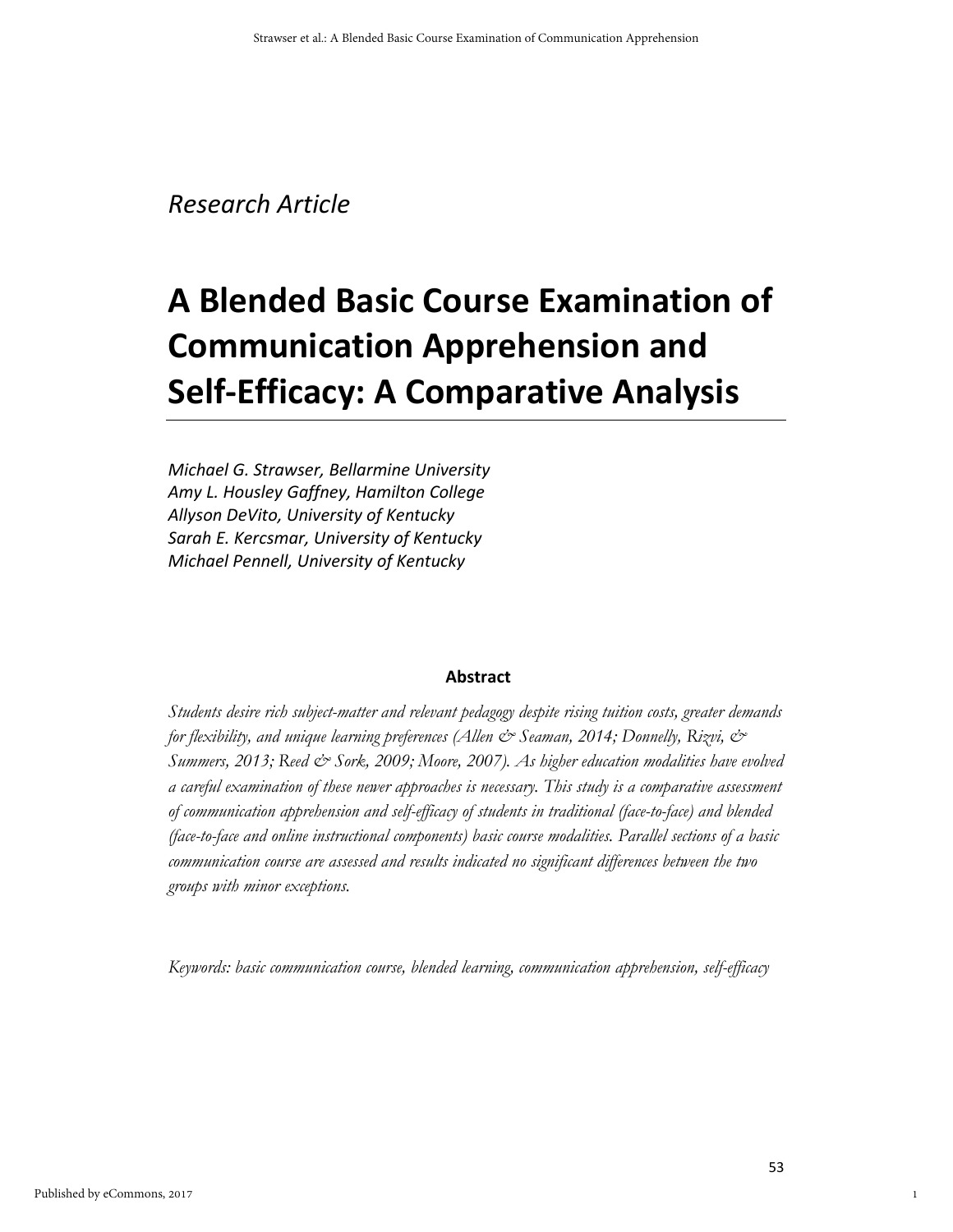*Research Article*

# A Blended Basic Course Examination of Communication Apprehension and Self-Efficacy: A Comparative Analysis

*Michael G. Strawser, Bellarmine University*
*Amy L. Housley Gaffney, Hamilton College*
*Allyson DeVito, University of Kentucky*
*Sarah E. Kercsmar, University of Kentucky*
*Michael Pennell, University of Kentucky*

**Abstract**

*Students desire rich subject-matter and relevant pedagogy despite rising tuition costs, greater demands for flexibility, and unique learning preferences (Allen & Seaman, 2014; Donnelly, Rizvi, & Summers, 2013; Reed & Sork, 2009; Moore, 2007). As higher education modalities have evolved a careful examination of these newer approaches is necessary. This study is a comparative assessment of communication apprehension and self-efficacy of students in traditional (face-to-face) and blended (face-to-face and online instructional components) basic course modalities. Parallel sections of a basic communication course are assessed and results indicated no significant differences between the two groups with minor exceptions.*

*Keywords: basic communication course, blended learning, communication apprehension, self-efficacy*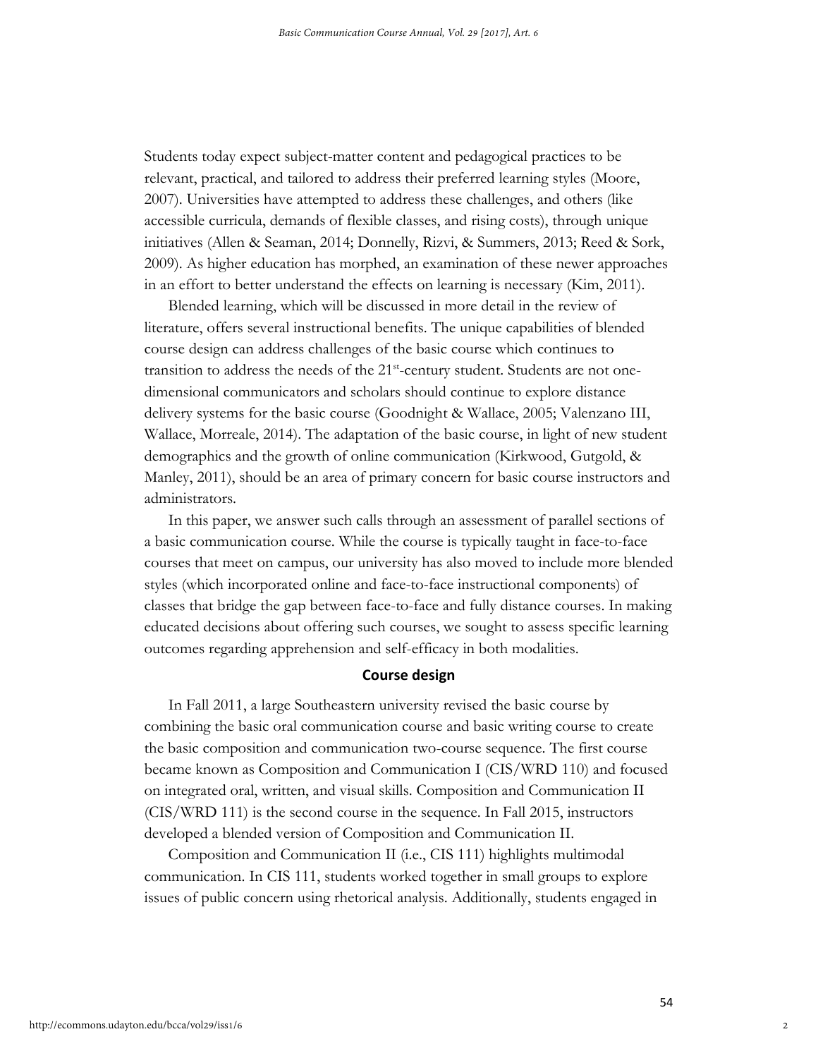Students today expect subject-matter content and pedagogical practices to be relevant, practical, and tailored to address their preferred learning styles (Moore, 2007). Universities have attempted to address these challenges, and others (like accessible curricula, demands of flexible classes, and rising costs), through unique initiatives (Allen & Seaman, 2014; Donnelly, Rizvi, & Summers, 2013; Reed & Sork, 2009). As higher education has morphed, an examination of these newer approaches in an effort to better understand the effects on learning is necessary (Kim, 2011).

Blended learning, which will be discussed in more detail in the review of literature, offers several instructional benefits. The unique capabilities of blended course design can address challenges of the basic course which continues to transition to address the needs of the 21st-century student. Students are not one-dimensional communicators and scholars should continue to explore distance delivery systems for the basic course (Goodnight & Wallace, 2005; Valenzano III, Wallace, Morreale, 2014). The adaptation of the basic course, in light of new student demographics and the growth of online communication (Kirkwood, Gutgold, & Manley, 2011), should be an area of primary concern for basic course instructors and administrators.

In this paper, we answer such calls through an assessment of parallel sections of a basic communication course. While the course is typically taught in face-to-face courses that meet on campus, our university has also moved to include more blended styles (which incorporated online and face-to-face instructional components) of classes that bridge the gap between face-to-face and fully distance courses. In making educated decisions about offering such courses, we sought to assess specific learning outcomes regarding apprehension and self-efficacy in both modalities.

## Course design

In Fall 2011, a large Southeastern university revised the basic course by combining the basic oral communication course and basic writing course to create the basic composition and communication two-course sequence. The first course became known as Composition and Communication I (CIS/WRD 110) and focused on integrated oral, written, and visual skills. Composition and Communication II (CIS/WRD 111) is the second course in the sequence. In Fall 2015, instructors developed a blended version of Composition and Communication II.

Composition and Communication II (i.e., CIS 111) highlights multimodal communication. In CIS 111, students worked together in small groups to explore issues of public concern using rhetorical analysis. Additionally, students engaged in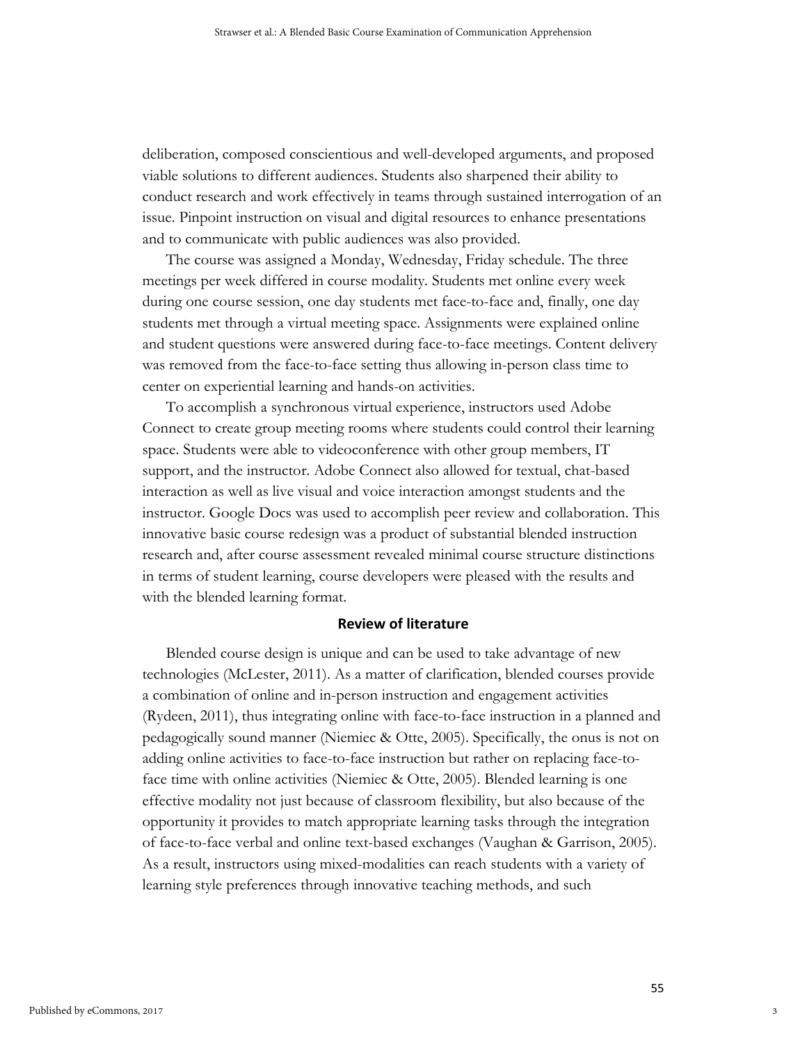deliberation, composed conscientious and well-developed arguments, and proposed viable solutions to different audiences. Students also sharpened their ability to conduct research and work effectively in teams through sustained interrogation of an issue. Pinpoint instruction on visual and digital resources to enhance presentations and to communicate with public audiences was also provided.

The course was assigned a Monday, Wednesday, Friday schedule. The three meetings per week differed in course modality. Students met online every week during one course session, one day students met face-to-face and, finally, one day students met through a virtual meeting space. Assignments were explained online and student questions were answered during face-to-face meetings. Content delivery was removed from the face-to-face setting thus allowing in-person class time to center on experiential learning and hands-on activities.

To accomplish a synchronous virtual experience, instructors used Adobe Connect to create group meeting rooms where students could control their learning space. Students were able to videoconference with other group members, IT support, and the instructor. Adobe Connect also allowed for textual, chat-based interaction as well as live visual and voice interaction amongst students and the instructor. Google Docs was used to accomplish peer review and collaboration. This innovative basic course redesign was a product of substantial blended instruction research and, after course assessment revealed minimal course structure distinctions in terms of student learning, course developers were pleased with the results and with the blended learning format.

## Review of literature

Blended course design is unique and can be used to take advantage of new technologies (McLester, 2011). As a matter of clarification, blended courses provide a combination of online and in-person instruction and engagement activities (Rydeen, 2011), thus integrating online with face-to-face instruction in a planned and pedagogically sound manner (Niemiec & Otte, 2005). Specifically, the onus is not on adding online activities to face-to-face instruction but rather on replacing face-to-face time with online activities (Niemiec & Otte, 2005). Blended learning is one effective modality not just because of classroom flexibility, but also because of the opportunity it provides to match appropriate learning tasks through the integration of face-to-face verbal and online text-based exchanges (Vaughan & Garrison, 2005). As a result, instructors using mixed-modalities can reach students with a variety of learning style preferences through innovative teaching methods, and such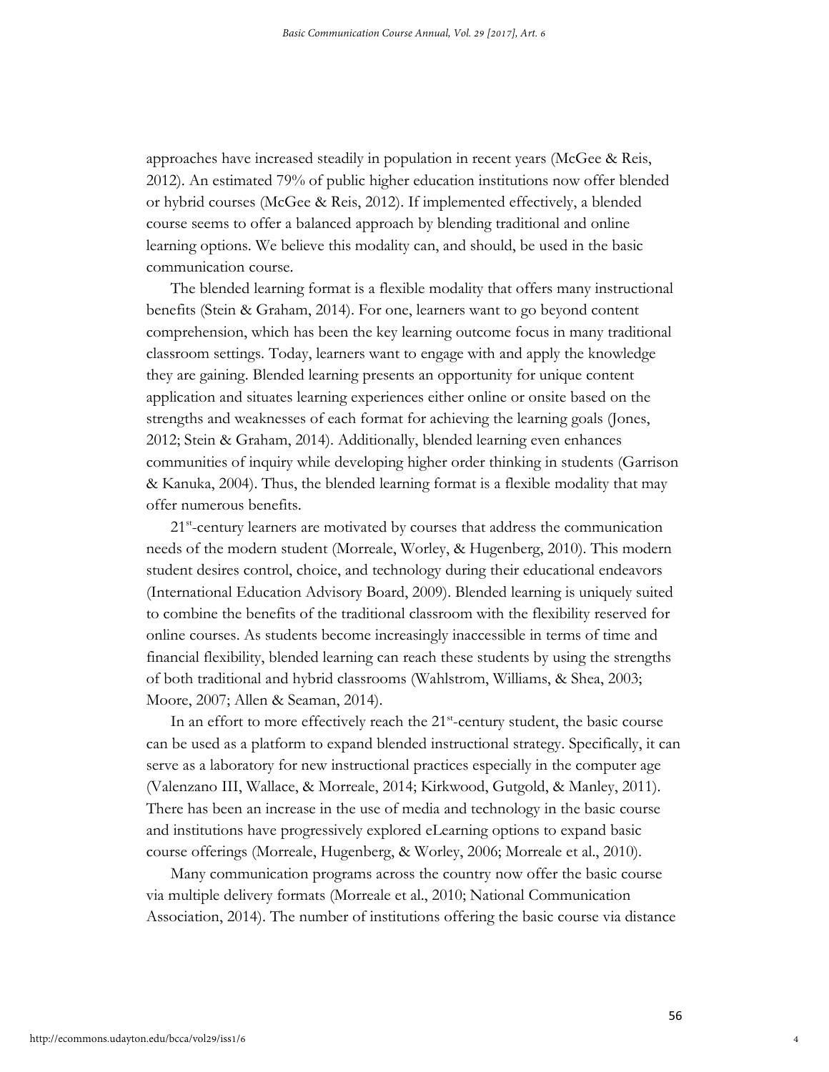approaches have increased steadily in population in recent years (McGee & Reis, 2012). An estimated 79% of public higher education institutions now offer blended or hybrid courses (McGee & Reis, 2012). If implemented effectively, a blended course seems to offer a balanced approach by blending traditional and online learning options. We believe this modality can, and should, be used in the basic communication course.

The blended learning format is a flexible modality that offers many instructional benefits (Stein & Graham, 2014). For one, learners want to go beyond content comprehension, which has been the key learning outcome focus in many traditional classroom settings. Today, learners want to engage with and apply the knowledge they are gaining. Blended learning presents an opportunity for unique content application and situates learning experiences either online or onsite based on the strengths and weaknesses of each format for achieving the learning goals (Jones, 2012; Stein & Graham, 2014). Additionally, blended learning even enhances communities of inquiry while developing higher order thinking in students (Garrison & Kanuka, 2004). Thus, the blended learning format is a flexible modality that may offer numerous benefits.

21st-century learners are motivated by courses that address the communication needs of the modern student (Morreale, Worley, & Hugenberg, 2010). This modern student desires control, choice, and technology during their educational endeavors (International Education Advisory Board, 2009). Blended learning is uniquely suited to combine the benefits of the traditional classroom with the flexibility reserved for online courses. As students become increasingly inaccessible in terms of time and financial flexibility, blended learning can reach these students by using the strengths of both traditional and hybrid classrooms (Wahlstrom, Williams, & Shea, 2003; Moore, 2007; Allen & Seaman, 2014).

In an effort to more effectively reach the 21st-century student, the basic course can be used as a platform to expand blended instructional strategy. Specifically, it can serve as a laboratory for new instructional practices especially in the computer age (Valenzano III, Wallace, & Morreale, 2014; Kirkwood, Gutgold, & Manley, 2011). There has been an increase in the use of media and technology in the basic course and institutions have progressively explored eLearning options to expand basic course offerings (Morreale, Hugenberg, & Worley, 2006; Morreale et al., 2010).

Many communication programs across the country now offer the basic course via multiple delivery formats (Morreale et al., 2010; National Communication Association, 2014). The number of institutions offering the basic course via distance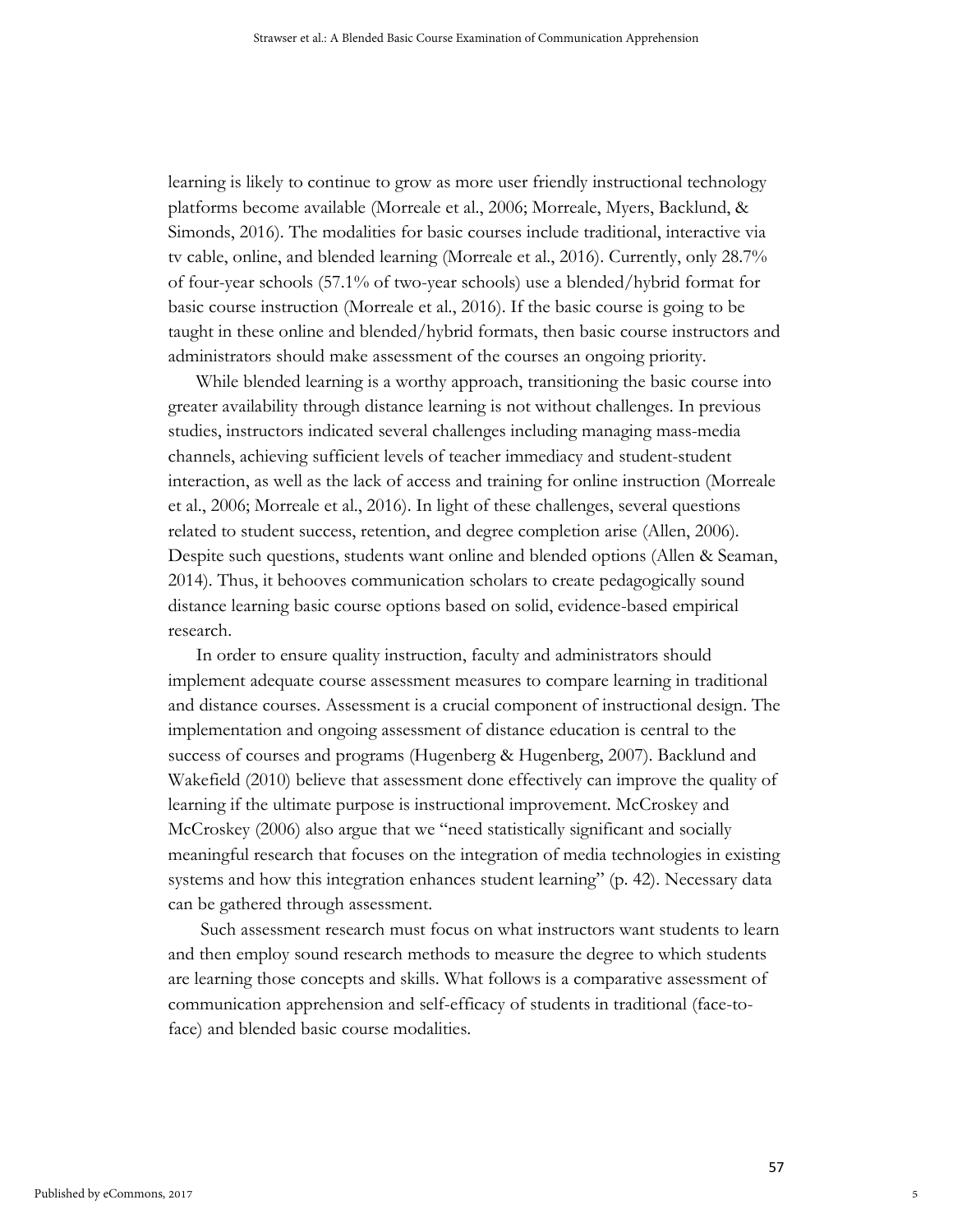learning is likely to continue to grow as more user friendly instructional technology platforms become available (Morreale et al., 2006; Morreale, Myers, Backlund, & Simonds, 2016). The modalities for basic courses include traditional, interactive via tv cable, online, and blended learning (Morreale et al., 2016). Currently, only 28.7% of four-year schools (57.1% of two-year schools) use a blended/hybrid format for basic course instruction (Morreale et al., 2016). If the basic course is going to be taught in these online and blended/hybrid formats, then basic course instructors and administrators should make assessment of the courses an ongoing priority.

While blended learning is a worthy approach, transitioning the basic course into greater availability through distance learning is not without challenges. In previous studies, instructors indicated several challenges including managing mass-media channels, achieving sufficient levels of teacher immediacy and student-student interaction, as well as the lack of access and training for online instruction (Morreale et al., 2006; Morreale et al., 2016). In light of these challenges, several questions related to student success, retention, and degree completion arise (Allen, 2006). Despite such questions, students want online and blended options (Allen & Seaman, 2014). Thus, it behooves communication scholars to create pedagogically sound distance learning basic course options based on solid, evidence-based empirical research.

In order to ensure quality instruction, faculty and administrators should implement adequate course assessment measures to compare learning in traditional and distance courses. Assessment is a crucial component of instructional design. The implementation and ongoing assessment of distance education is central to the success of courses and programs (Hugenberg & Hugenberg, 2007). Backlund and Wakefield (2010) believe that assessment done effectively can improve the quality of learning if the ultimate purpose is instructional improvement. McCroskey and McCroskey (2006) also argue that we "need statistically significant and socially meaningful research that focuses on the integration of media technologies in existing systems and how this integration enhances student learning" (p. 42). Necessary data can be gathered through assessment.

Such assessment research must focus on what instructors want students to learn and then employ sound research methods to measure the degree to which students are learning those concepts and skills. What follows is a comparative assessment of communication apprehension and self-efficacy of students in traditional (face-to-face) and blended basic course modalities.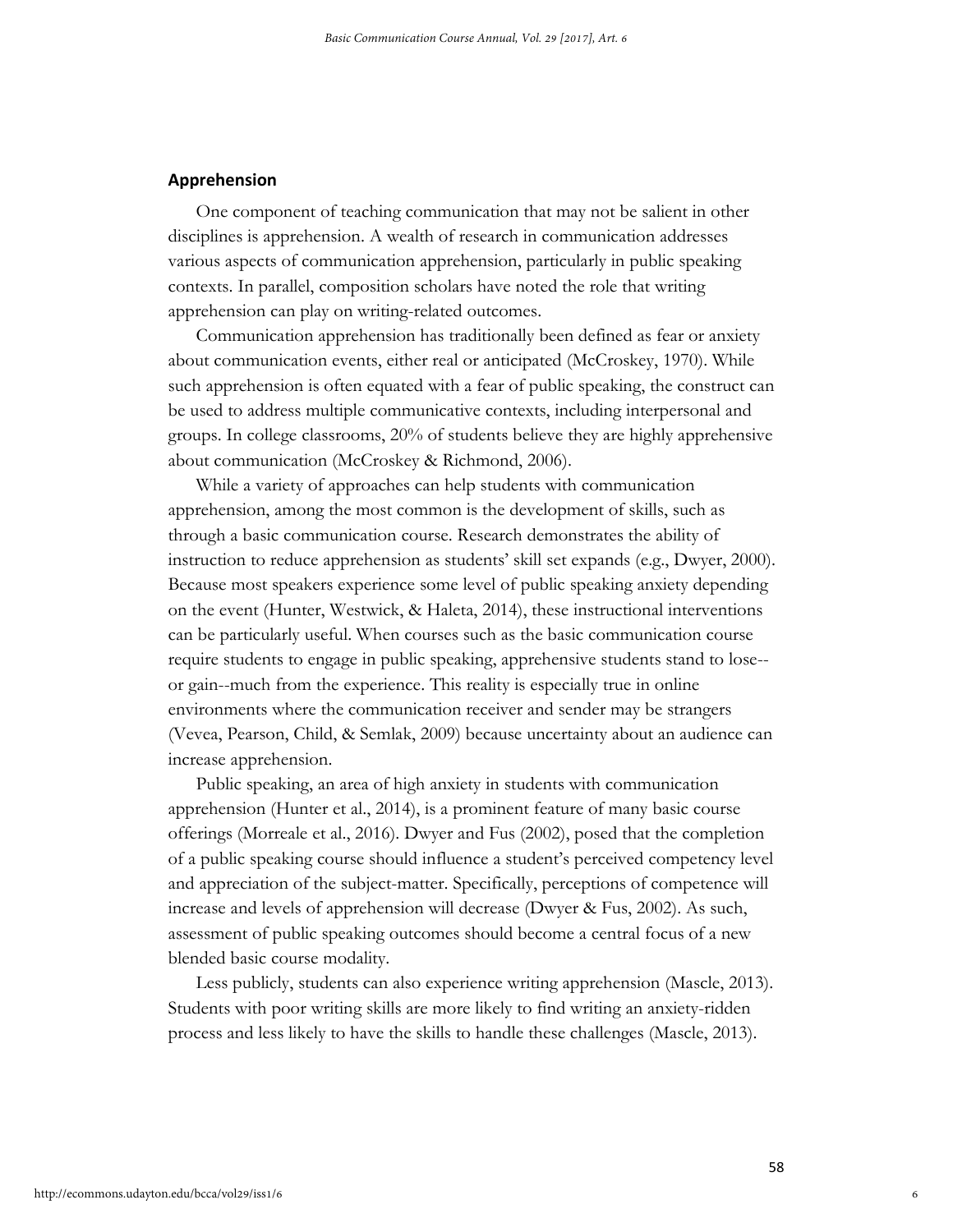## Apprehension

One component of teaching communication that may not be salient in other disciplines is apprehension. A wealth of research in communication addresses various aspects of communication apprehension, particularly in public speaking contexts. In parallel, composition scholars have noted the role that writing apprehension can play on writing-related outcomes.

Communication apprehension has traditionally been defined as fear or anxiety about communication events, either real or anticipated (McCroskey, 1970). While such apprehension is often equated with a fear of public speaking, the construct can be used to address multiple communicative contexts, including interpersonal and groups. In college classrooms, 20% of students believe they are highly apprehensive about communication (McCroskey & Richmond, 2006).

While a variety of approaches can help students with communication apprehension, among the most common is the development of skills, such as through a basic communication course. Research demonstrates the ability of instruction to reduce apprehension as students' skill set expands (e.g., Dwyer, 2000). Because most speakers experience some level of public speaking anxiety depending on the event (Hunter, Westwick, & Haleta, 2014), these instructional interventions can be particularly useful. When courses such as the basic communication course require students to engage in public speaking, apprehensive students stand to lose--or gain--much from the experience. This reality is especially true in online environments where the communication receiver and sender may be strangers (Vevea, Pearson, Child, & Semlak, 2009) because uncertainty about an audience can increase apprehension.

Public speaking, an area of high anxiety in students with communication apprehension (Hunter et al., 2014), is a prominent feature of many basic course offerings (Morreale et al., 2016). Dwyer and Fus (2002), posed that the completion of a public speaking course should influence a student's perceived competency level and appreciation of the subject-matter. Specifically, perceptions of competence will increase and levels of apprehension will decrease (Dwyer & Fus, 2002). As such, assessment of public speaking outcomes should become a central focus of a new blended basic course modality.

Less publicly, students can also experience writing apprehension (Mascle, 2013). Students with poor writing skills are more likely to find writing an anxiety-ridden process and less likely to have the skills to handle these challenges (Mascle, 2013).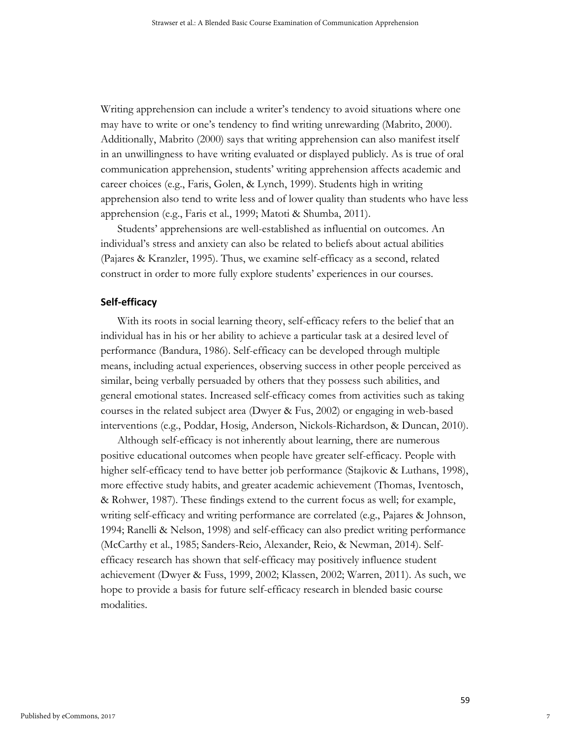Writing apprehension can include a writer's tendency to avoid situations where one may have to write or one's tendency to find writing unrewarding (Mabrito, 2000). Additionally, Mabrito (2000) says that writing apprehension can also manifest itself in an unwillingness to have writing evaluated or displayed publicly. As is true of oral communication apprehension, students' writing apprehension affects academic and career choices (e.g., Faris, Golen, & Lynch, 1999). Students high in writing apprehension also tend to write less and of lower quality than students who have less apprehension (e.g., Faris et al., 1999; Matoti & Shumba, 2011).

Students' apprehensions are well-established as influential on outcomes. An individual's stress and anxiety can also be related to beliefs about actual abilities (Pajares & Kranzler, 1995). Thus, we examine self-efficacy as a second, related construct in order to more fully explore students' experiences in our courses.

### Self-efficacy

With its roots in social learning theory, self-efficacy refers to the belief that an individual has in his or her ability to achieve a particular task at a desired level of performance (Bandura, 1986). Self-efficacy can be developed through multiple means, including actual experiences, observing success in other people perceived as similar, being verbally persuaded by others that they possess such abilities, and general emotional states. Increased self-efficacy comes from activities such as taking courses in the related subject area (Dwyer & Fus, 2002) or engaging in web-based interventions (e.g., Poddar, Hosig, Anderson, Nickols-Richardson, & Duncan, 2010).

Although self-efficacy is not inherently about learning, there are numerous positive educational outcomes when people have greater self-efficacy. People with higher self-efficacy tend to have better job performance (Stajkovic & Luthans, 1998), more effective study habits, and greater academic achievement (Thomas, Iventosch, & Rohwer, 1987). These findings extend to the current focus as well; for example, writing self-efficacy and writing performance are correlated (e.g., Pajares & Johnson, 1994; Ranelli & Nelson, 1998) and self-efficacy can also predict writing performance (McCarthy et al., 1985; Sanders-Reio, Alexander, Reio, & Newman, 2014). Self-efficacy research has shown that self-efficacy may positively influence student achievement (Dwyer & Fuss, 1999, 2002; Klassen, 2002; Warren, 2011). As such, we hope to provide a basis for future self-efficacy research in blended basic course modalities.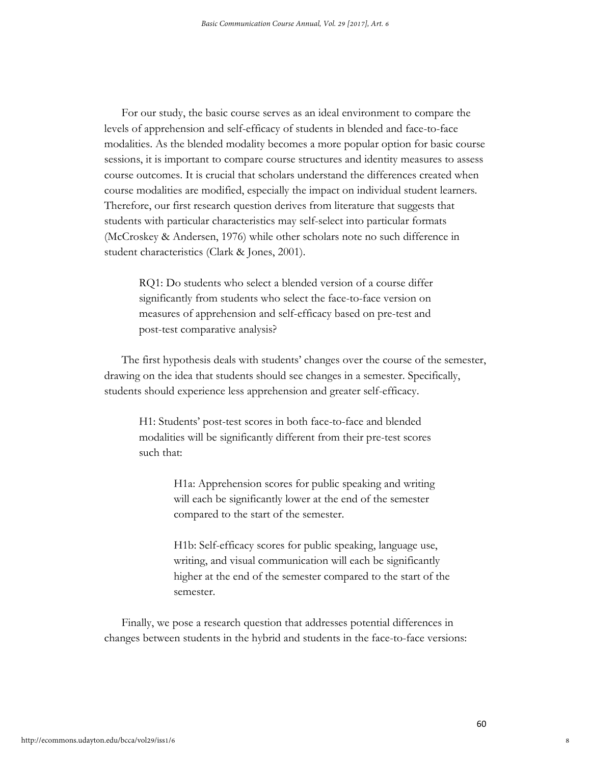For our study, the basic course serves as an ideal environment to compare the levels of apprehension and self-efficacy of students in blended and face-to-face modalities. As the blended modality becomes a more popular option for basic course sessions, it is important to compare course structures and identity measures to assess course outcomes. It is crucial that scholars understand the differences created when course modalities are modified, especially the impact on individual student learners. Therefore, our first research question derives from literature that suggests that students with particular characteristics may self-select into particular formats (McCroskey & Andersen, 1976) while other scholars note no such difference in student characteristics (Clark & Jones, 2001).

> RQ1: Do students who select a blended version of a course differ significantly from students who select the face-to-face version on measures of apprehension and self-efficacy based on pre-test and post-test comparative analysis?

The first hypothesis deals with students' changes over the course of the semester, drawing on the idea that students should see changes in a semester. Specifically, students should experience less apprehension and greater self-efficacy.

> H1: Students' post-test scores in both face-to-face and blended modalities will be significantly different from their pre-test scores such that:
>
> > H1a: Apprehension scores for public speaking and writing will each be significantly lower at the end of the semester compared to the start of the semester.
> >
> > H1b: Self-efficacy scores for public speaking, language use, writing, and visual communication will each be significantly higher at the end of the semester compared to the start of the semester.

Finally, we pose a research question that addresses potential differences in changes between students in the hybrid and students in the face-to-face versions: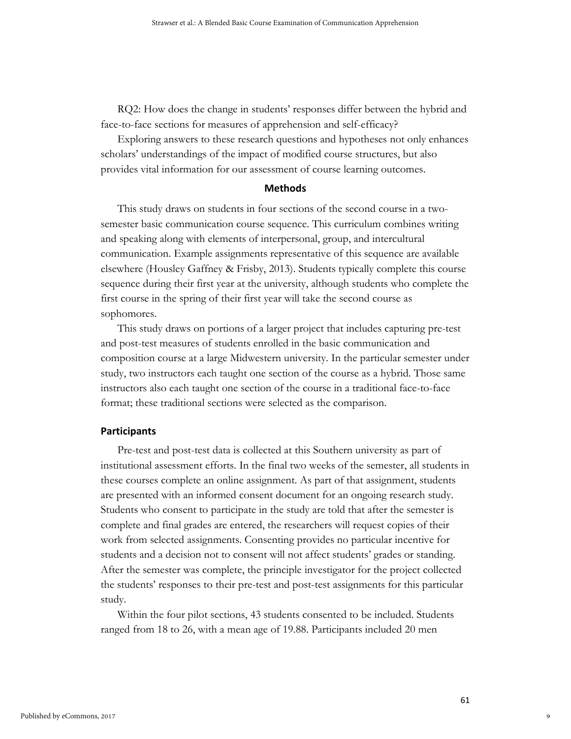RQ2: How does the change in students' responses differ between the hybrid and face-to-face sections for measures of apprehension and self-efficacy?

Exploring answers to these research questions and hypotheses not only enhances scholars' understandings of the impact of modified course structures, but also provides vital information for our assessment of course learning outcomes.

## Methods

This study draws on students in four sections of the second course in a two-semester basic communication course sequence. This curriculum combines writing and speaking along with elements of interpersonal, group, and intercultural communication. Example assignments representative of this sequence are available elsewhere (Housley Gaffney & Frisby, 2013). Students typically complete this course sequence during their first year at the university, although students who complete the first course in the spring of their first year will take the second course as sophomores.

This study draws on portions of a larger project that includes capturing pre-test and post-test measures of students enrolled in the basic communication and composition course at a large Midwestern university. In the particular semester under study, two instructors each taught one section of the course as a hybrid. Those same instructors also each taught one section of the course in a traditional face-to-face format; these traditional sections were selected as the comparison.

### Participants

Pre-test and post-test data is collected at this Southern university as part of institutional assessment efforts. In the final two weeks of the semester, all students in these courses complete an online assignment. As part of that assignment, students are presented with an informed consent document for an ongoing research study. Students who consent to participate in the study are told that after the semester is complete and final grades are entered, the researchers will request copies of their work from selected assignments. Consenting provides no particular incentive for students and a decision not to consent will not affect students' grades or standing. After the semester was complete, the principle investigator for the project collected the students' responses to their pre-test and post-test assignments for this particular study.

Within the four pilot sections, 43 students consented to be included. Students ranged from 18 to 26, with a mean age of 19.88. Participants included 20 men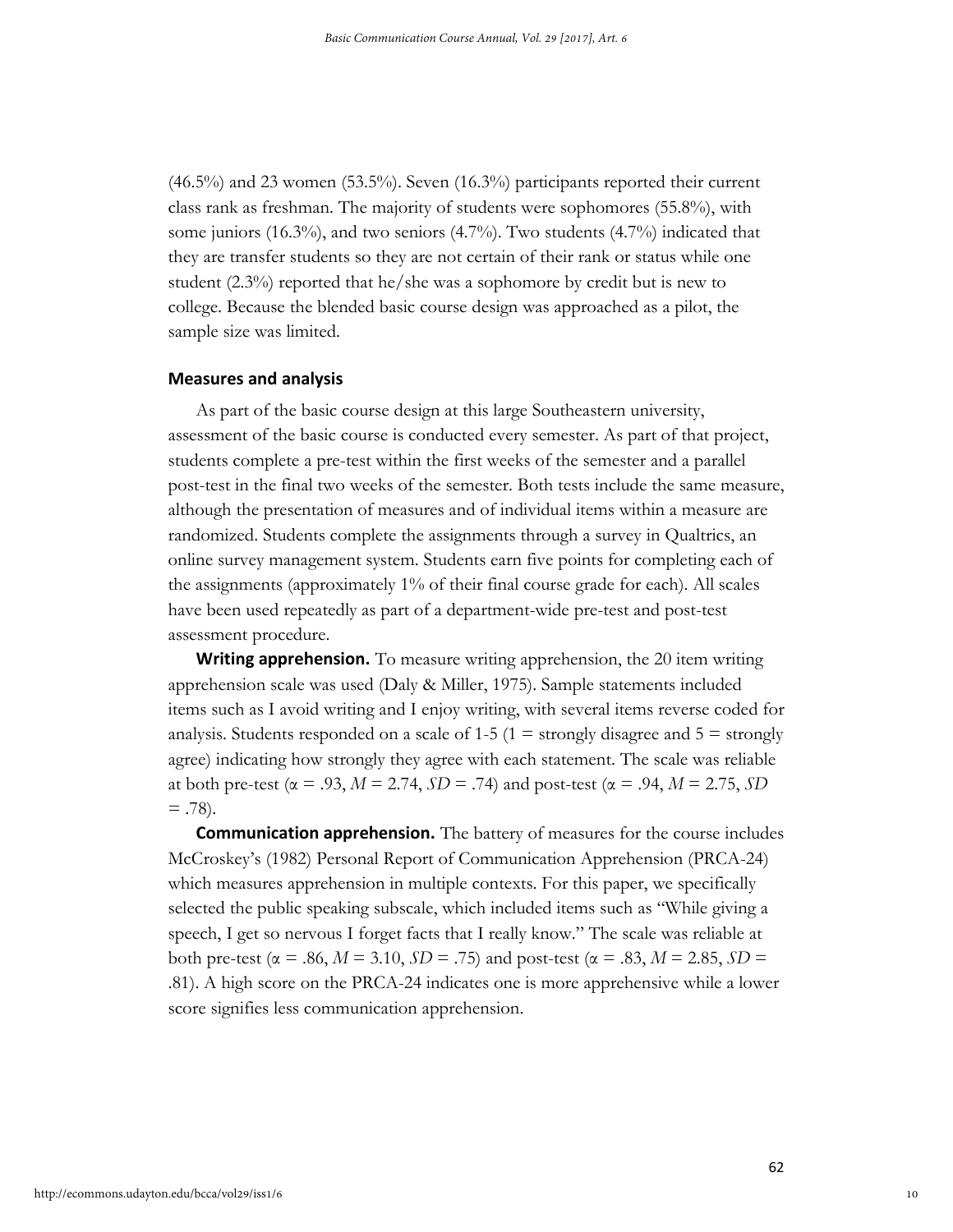(46.5%) and 23 women (53.5%). Seven (16.3%) participants reported their current class rank as freshman. The majority of students were sophomores (55.8%), with some juniors (16.3%), and two seniors (4.7%). Two students (4.7%) indicated that they are transfer students so they are not certain of their rank or status while one student (2.3%) reported that he/she was a sophomore by credit but is new to college. Because the blended basic course design was approached as a pilot, the sample size was limited.

### Measures and analysis

As part of the basic course design at this large Southeastern university, assessment of the basic course is conducted every semester. As part of that project, students complete a pre-test within the first weeks of the semester and a parallel post-test in the final two weeks of the semester. Both tests include the same measure, although the presentation of measures and of individual items within a measure are randomized. Students complete the assignments through a survey in Qualtrics, an online survey management system. Students earn five points for completing each of the assignments (approximately 1% of their final course grade for each). All scales have been used repeatedly as part of a department-wide pre-test and post-test assessment procedure.

**Writing apprehension.** To measure writing apprehension, the 20 item writing apprehension scale was used (Daly & Miller, 1975). Sample statements included items such as I avoid writing and I enjoy writing, with several items reverse coded for analysis. Students responded on a scale of 1-5 (1 = strongly disagree and 5 = strongly agree) indicating how strongly they agree with each statement. The scale was reliable at both pre-test ($\alpha = .93$, $M = 2.74$, $SD = .74$) and post-test ($\alpha = .94$, $M = 2.75$, $SD = .78$).

**Communication apprehension.** The battery of measures for the course includes McCroskey's (1982) Personal Report of Communication Apprehension (PRCA-24) which measures apprehension in multiple contexts. For this paper, we specifically selected the public speaking subscale, which included items such as "While giving a speech, I get so nervous I forget facts that I really know." The scale was reliable at both pre-test ($\alpha = .86$, $M = 3.10$, $SD = .75$) and post-test ($\alpha = .83$, $M = 2.85$, $SD = .81$). A high score on the PRCA-24 indicates one is more apprehensive while a lower score signifies less communication apprehension.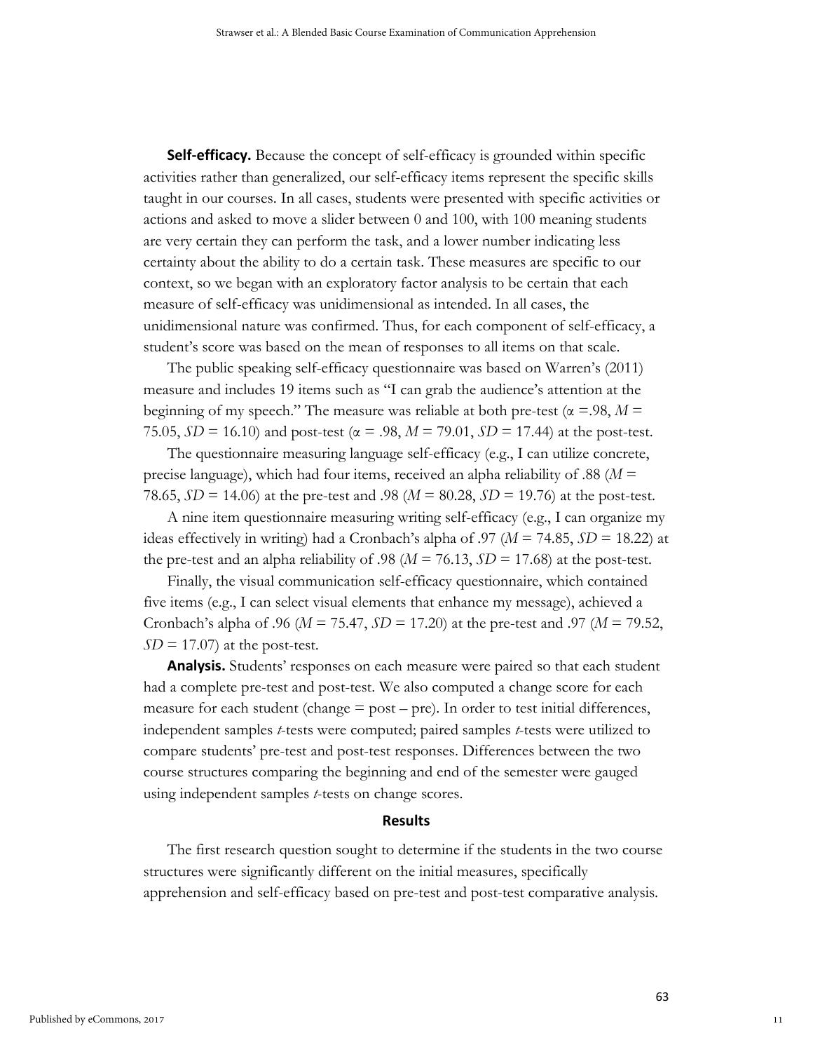**Self-efficacy.** Because the concept of self-efficacy is grounded within specific activities rather than generalized, our self-efficacy items represent the specific skills taught in our courses. In all cases, students were presented with specific activities or actions and asked to move a slider between 0 and 100, with 100 meaning students are very certain they can perform the task, and a lower number indicating less certainty about the ability to do a certain task. These measures are specific to our context, so we began with an exploratory factor analysis to be certain that each measure of self-efficacy was unidimensional as intended. In all cases, the unidimensional nature was confirmed. Thus, for each component of self-efficacy, a student's score was based on the mean of responses to all items on that scale.

The public speaking self-efficacy questionnaire was based on Warren's (2011) measure and includes 19 items such as "I can grab the audience's attention at the beginning of my speech." The measure was reliable at both pre-test ($\alpha$ =.98, $M$ = 75.05, $SD$ = 16.10) and post-test ($\alpha$ = .98, $M$ = 79.01, $SD$ = 17.44) at the post-test.

The questionnaire measuring language self-efficacy (e.g., I can utilize concrete, precise language), which had four items, received an alpha reliability of .88 ($M$ = 78.65, $SD$ = 14.06) at the pre-test and .98 ($M$ = 80.28, $SD$ = 19.76) at the post-test.

A nine item questionnaire measuring writing self-efficacy (e.g., I can organize my ideas effectively in writing) had a Cronbach's alpha of .97 ($M$ = 74.85, $SD$ = 18.22) at the pre-test and an alpha reliability of .98 ($M$ = 76.13, $SD$ = 17.68) at the post-test.

Finally, the visual communication self-efficacy questionnaire, which contained five items (e.g., I can select visual elements that enhance my message), achieved a Cronbach's alpha of .96 ($M$ = 75.47, $SD$ = 17.20) at the pre-test and .97 ($M$ = 79.52, $SD$ = 17.07) at the post-test.

**Analysis.** Students' responses on each measure were paired so that each student had a complete pre-test and post-test. We also computed a change score for each measure for each student (change = post – pre). In order to test initial differences, independent samples $t$-tests were computed; paired samples $t$-tests were utilized to compare students' pre-test and post-test responses. Differences between the two course structures comparing the beginning and end of the semester were gauged using independent samples $t$-tests on change scores.

## Results

The first research question sought to determine if the students in the two course structures were significantly different on the initial measures, specifically apprehension and self-efficacy based on pre-test and post-test comparative analysis.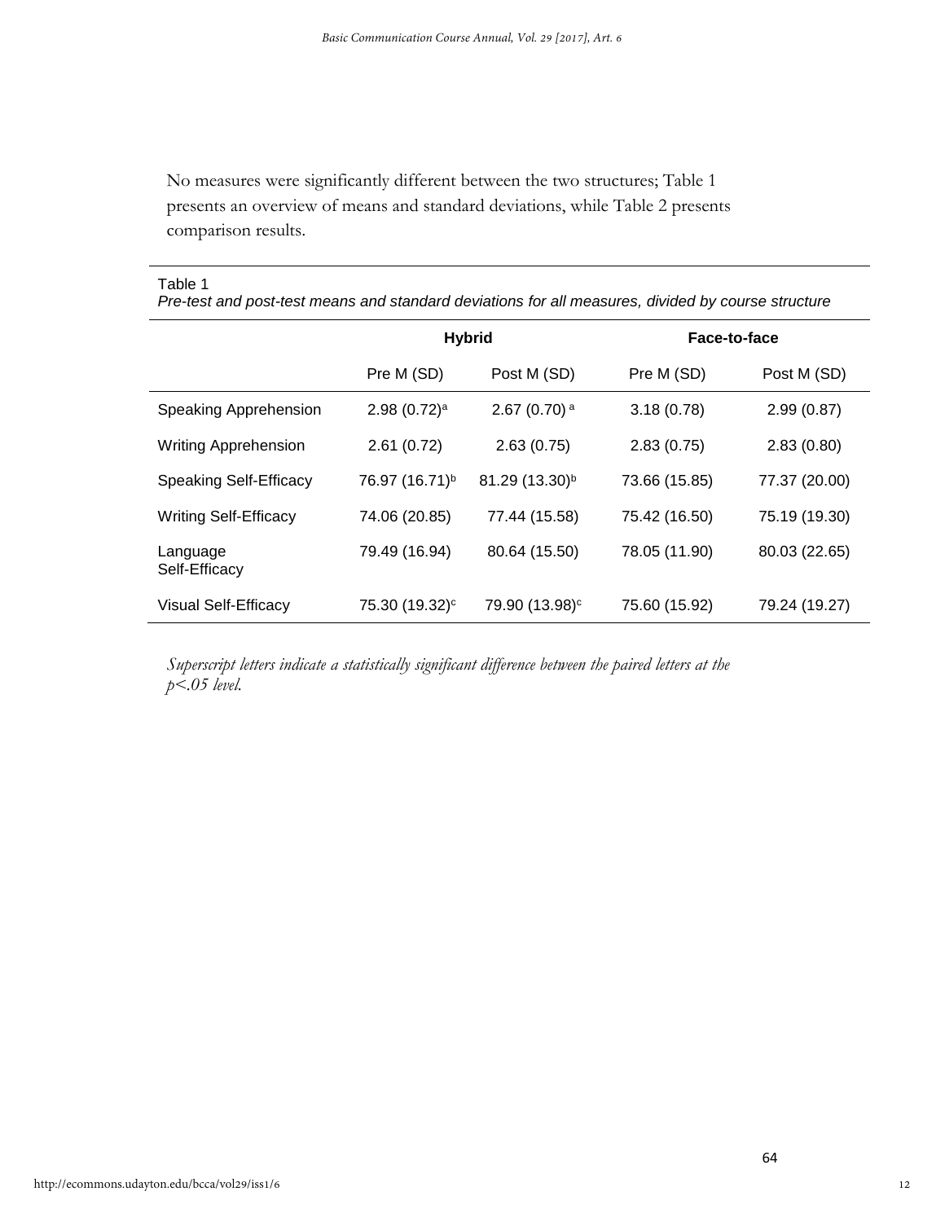No measures were significantly different between the two structures; Table 1 presents an overview of means and standard deviations, while Table 2 presents comparison results.

Table 1
*Pre-test and post-test means and standard deviations for all measures, divided by course structure*

| | Hybrid | | Face-to-face | |
|---|---|---|---|---|
| | Pre M (SD) | Post M (SD) | Pre M (SD) | Post M (SD) |
| Speaking Apprehension | 2.98 (0.72)[a] | 2.67 (0.70)[a] | 3.18 (0.78) | 2.99 (0.87) |
| Writing Apprehension | 2.61 (0.72) | 2.63 (0.75) | 2.83 (0.75) | 2.83 (0.80) |
| Speaking Self-Efficacy | 76.97 (16.71)[b] | 81.29 (13.30)[b] | 73.66 (15.85) | 77.37 (20.00) |
| Writing Self-Efficacy | 74.06 (20.85) | 77.44 (15.58) | 75.42 (16.50) | 75.19 (19.30) |
| Language Self-Efficacy | 79.49 (16.94) | 80.64 (15.50) | 78.05 (11.90) | 80.03 (22.65) |
| Visual Self-Efficacy | 75.30 (19.32)[c] | 79.90 (13.98)[c] | 75.60 (15.92) | 79.24 (19.27) |

*Superscript letters indicate a statistically significant difference between the paired letters at the $p<.05$ level.*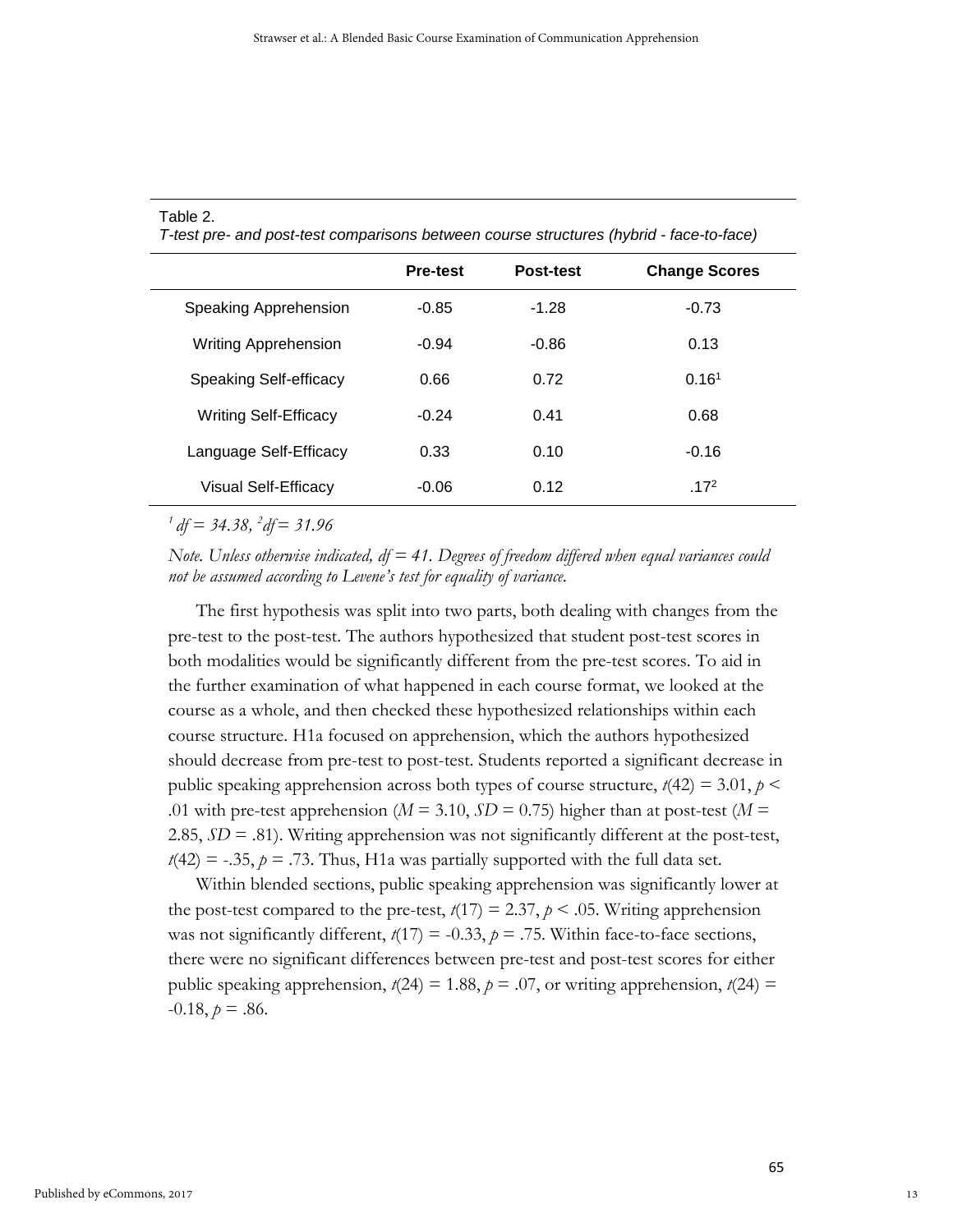Table 2.
*T-test pre- and post-test comparisons between course structures (hybrid - face-to-face)*

| | **Pre-test** | **Post-test** | **Change Scores** |
|---|---|---|---|
| Speaking Apprehension | -0.85 | -1.28 | -0.73 |
| Writing Apprehension | -0.94 | -0.86 | 0.13 |
| Speaking Self-efficacy | 0.66 | 0.72 | 0.16[1] |
| Writing Self-Efficacy | -0.24 | 0.41 | 0.68 |
| Language Self-Efficacy | 0.33 | 0.10 | -0.16 |
| Visual Self-Efficacy | -0.06 | 0.12 | .17[2] |

[1] *df = 34.38,* [2] *df = 31.96*

*Note. Unless otherwise indicated, df = 41. Degrees of freedom differed when equal variances could not be assumed according to Levene's test for equality of variance.*

The first hypothesis was split into two parts, both dealing with changes from the pre-test to the post-test. The authors hypothesized that student post-test scores in both modalities would be significantly different from the pre-test scores. To aid in the further examination of what happened in each course format, we looked at the course as a whole, and then checked these hypothesized relationships within each course structure. H1a focused on apprehension, which the authors hypothesized should decrease from pre-test to post-test. Students reported a significant decrease in public speaking apprehension across both types of course structure, $t(42) = 3.01$, $p < .01$ with pre-test apprehension ($M = 3.10$, $SD = 0.75$) higher than at post-test ($M = 2.85$, $SD = .81$). Writing apprehension was not significantly different at the post-test, $t(42) = -.35$, $p = .73$. Thus, H1a was partially supported with the full data set.

Within blended sections, public speaking apprehension was significantly lower at the post-test compared to the pre-test, $t(17) = 2.37$, $p < .05$. Writing apprehension was not significantly different, $t(17) = -0.33$, $p = .75$. Within face-to-face sections, there were no significant differences between pre-test and post-test scores for either public speaking apprehension, $t(24) = 1.88$, $p = .07$, or writing apprehension, $t(24) = -0.18$, $p = .86$.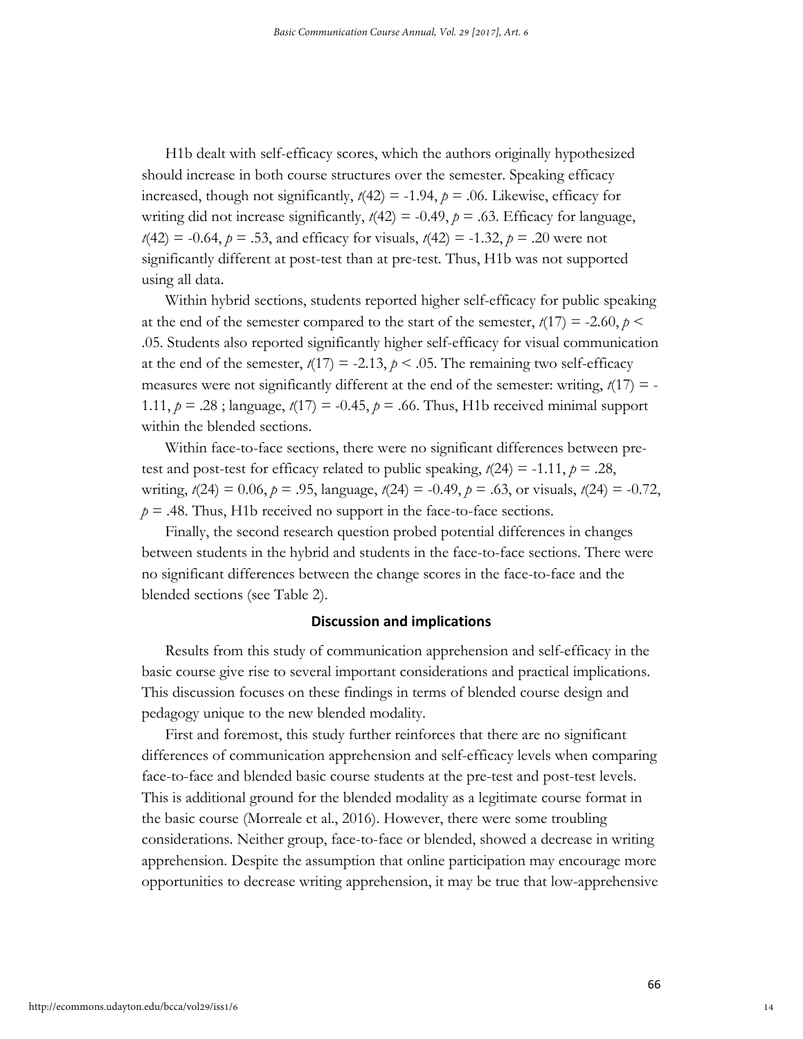H1b dealt with self-efficacy scores, which the authors originally hypothesized should increase in both course structures over the semester. Speaking efficacy increased, though not significantly, $t(42) = -1.94$, $p = .06$. Likewise, efficacy for writing did not increase significantly, $t(42) = -0.49$, $p = .63$. Efficacy for language, $t(42) = -0.64$, $p = .53$, and efficacy for visuals, $t(42) = -1.32$, $p = .20$ were not significantly different at post-test than at pre-test. Thus, H1b was not supported using all data.

Within hybrid sections, students reported higher self-efficacy for public speaking at the end of the semester compared to the start of the semester, $t(17) = -2.60$, $p < .05$. Students also reported significantly higher self-efficacy for visual communication at the end of the semester, $t(17) = -2.13$, $p < .05$. The remaining two self-efficacy measures were not significantly different at the end of the semester: writing, $t(17) = -1.11$, $p = .28$ ; language, $t(17) = -0.45$, $p = .66$. Thus, H1b received minimal support within the blended sections.

Within face-to-face sections, there were no significant differences between pre-test and post-test for efficacy related to public speaking, $t(24) = -1.11$, $p = .28$, writing, $t(24) = 0.06$, $p = .95$, language, $t(24) = -0.49$, $p = .63$, or visuals, $t(24) = -0.72$, $p = .48$. Thus, H1b received no support in the face-to-face sections.

Finally, the second research question probed potential differences in changes between students in the hybrid and students in the face-to-face sections. There were no significant differences between the change scores in the face-to-face and the blended sections (see Table 2).

## Discussion and implications

Results from this study of communication apprehension and self-efficacy in the basic course give rise to several important considerations and practical implications. This discussion focuses on these findings in terms of blended course design and pedagogy unique to the new blended modality.

First and foremost, this study further reinforces that there are no significant differences of communication apprehension and self-efficacy levels when comparing face-to-face and blended basic course students at the pre-test and post-test levels. This is additional ground for the blended modality as a legitimate course format in the basic course (Morreale et al., 2016). However, there were some troubling considerations. Neither group, face-to-face or blended, showed a decrease in writing apprehension. Despite the assumption that online participation may encourage more opportunities to decrease writing apprehension, it may be true that low-apprehensive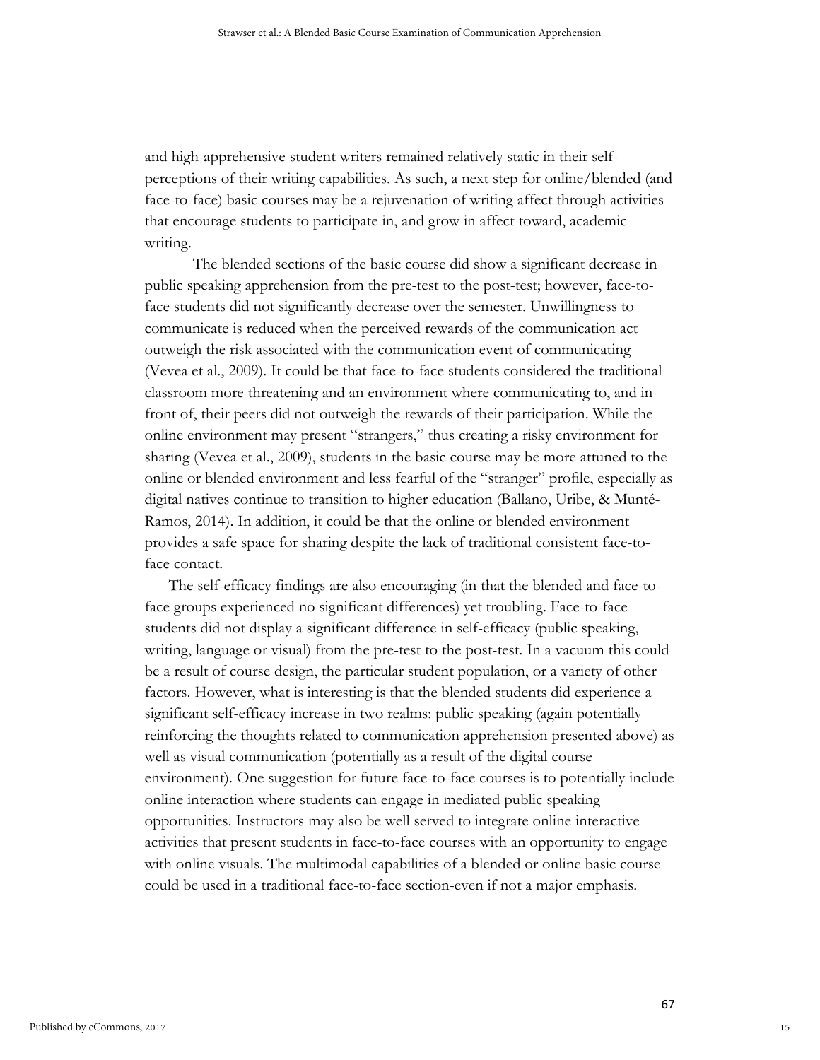and high-apprehensive student writers remained relatively static in their self-perceptions of their writing capabilities. As such, a next step for online/blended (and face-to-face) basic courses may be a rejuvenation of writing affect through activities that encourage students to participate in, and grow in affect toward, academic writing.

The blended sections of the basic course did show a significant decrease in public speaking apprehension from the pre-test to the post-test; however, face-to-face students did not significantly decrease over the semester. Unwillingness to communicate is reduced when the perceived rewards of the communication act outweigh the risk associated with the communication event of communicating (Vevea et al., 2009). It could be that face-to-face students considered the traditional classroom more threatening and an environment where communicating to, and in front of, their peers did not outweigh the rewards of their participation. While the online environment may present "strangers," thus creating a risky environment for sharing (Vevea et al., 2009), students in the basic course may be more attuned to the online or blended environment and less fearful of the "stranger" profile, especially as digital natives continue to transition to higher education (Ballano, Uribe, & Munté-Ramos, 2014). In addition, it could be that the online or blended environment provides a safe space for sharing despite the lack of traditional consistent face-to-face contact.

The self-efficacy findings are also encouraging (in that the blended and face-to-face groups experienced no significant differences) yet troubling. Face-to-face students did not display a significant difference in self-efficacy (public speaking, writing, language or visual) from the pre-test to the post-test. In a vacuum this could be a result of course design, the particular student population, or a variety of other factors. However, what is interesting is that the blended students did experience a significant self-efficacy increase in two realms: public speaking (again potentially reinforcing the thoughts related to communication apprehension presented above) as well as visual communication (potentially as a result of the digital course environment). One suggestion for future face-to-face courses is to potentially include online interaction where students can engage in mediated public speaking opportunities. Instructors may also be well served to integrate online interactive activities that present students in face-to-face courses with an opportunity to engage with online visuals. The multimodal capabilities of a blended or online basic course could be used in a traditional face-to-face section-even if not a major emphasis.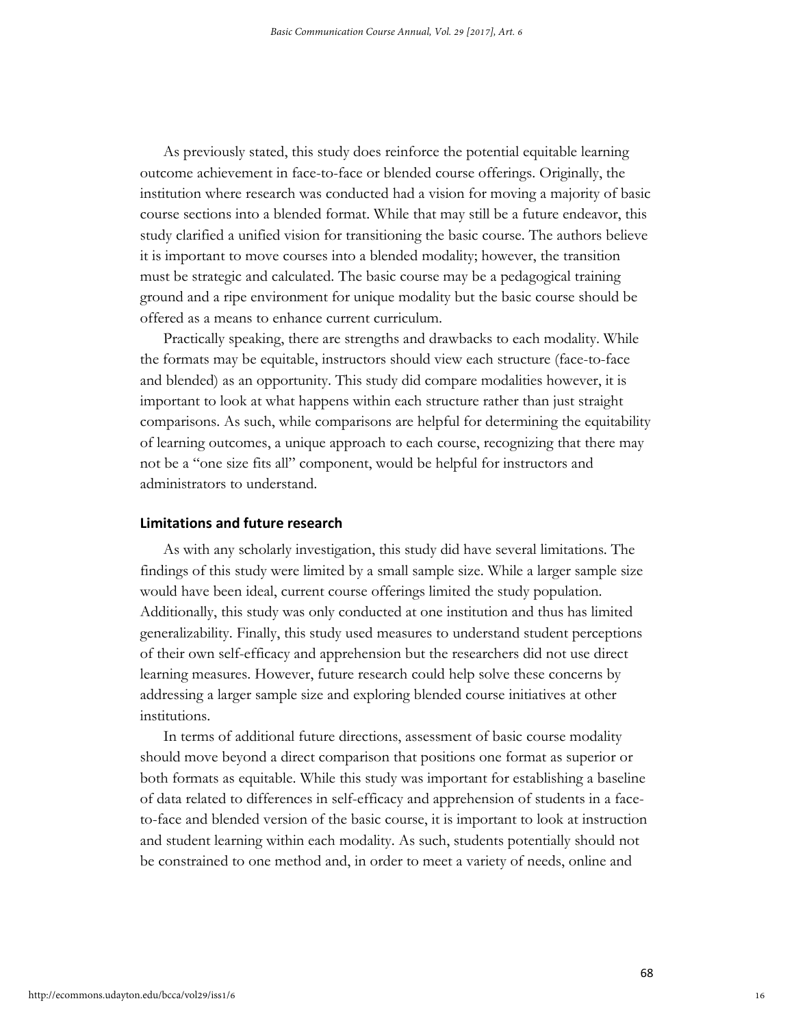As previously stated, this study does reinforce the potential equitable learning outcome achievement in face-to-face or blended course offerings. Originally, the institution where research was conducted had a vision for moving a majority of basic course sections into a blended format. While that may still be a future endeavor, this study clarified a unified vision for transitioning the basic course. The authors believe it is important to move courses into a blended modality; however, the transition must be strategic and calculated. The basic course may be a pedagogical training ground and a ripe environment for unique modality but the basic course should be offered as a means to enhance current curriculum.

Practically speaking, there are strengths and drawbacks to each modality. While the formats may be equitable, instructors should view each structure (face-to-face and blended) as an opportunity. This study did compare modalities however, it is important to look at what happens within each structure rather than just straight comparisons. As such, while comparisons are helpful for determining the equitability of learning outcomes, a unique approach to each course, recognizing that there may not be a "one size fits all" component, would be helpful for instructors and administrators to understand.

### Limitations and future research

As with any scholarly investigation, this study did have several limitations. The findings of this study were limited by a small sample size. While a larger sample size would have been ideal, current course offerings limited the study population. Additionally, this study was only conducted at one institution and thus has limited generalizability. Finally, this study used measures to understand student perceptions of their own self-efficacy and apprehension but the researchers did not use direct learning measures. However, future research could help solve these concerns by addressing a larger sample size and exploring blended course initiatives at other institutions.

In terms of additional future directions, assessment of basic course modality should move beyond a direct comparison that positions one format as superior or both formats as equitable. While this study was important for establishing a baseline of data related to differences in self-efficacy and apprehension of students in a face-to-face and blended version of the basic course, it is important to look at instruction and student learning within each modality. As such, students potentially should not be constrained to one method and, in order to meet a variety of needs, online and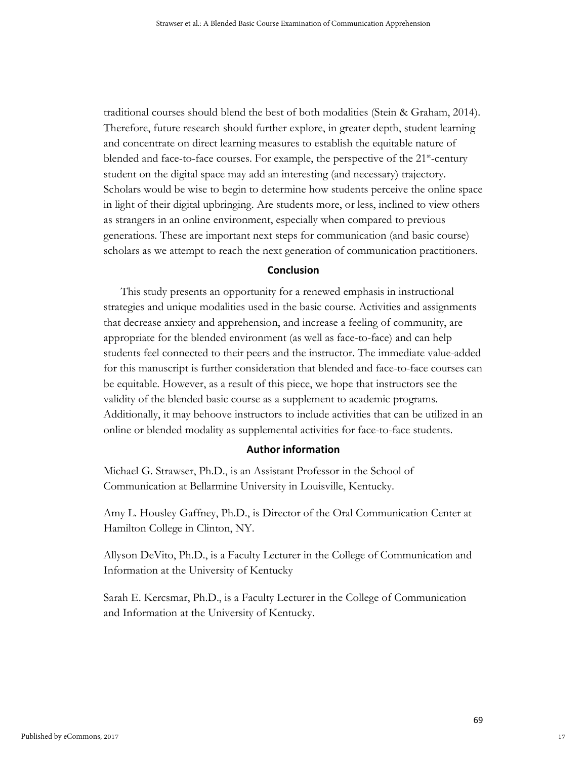traditional courses should blend the best of both modalities (Stein & Graham, 2014). Therefore, future research should further explore, in greater depth, student learning and concentrate on direct learning measures to establish the equitable nature of blended and face-to-face courses. For example, the perspective of the 21st-century student on the digital space may add an interesting (and necessary) trajectory. Scholars would be wise to begin to determine how students perceive the online space in light of their digital upbringing. Are students more, or less, inclined to view others as strangers in an online environment, especially when compared to previous generations. These are important next steps for communication (and basic course) scholars as we attempt to reach the next generation of communication practitioners.

## Conclusion

This study presents an opportunity for a renewed emphasis in instructional strategies and unique modalities used in the basic course. Activities and assignments that decrease anxiety and apprehension, and increase a feeling of community, are appropriate for the blended environment (as well as face-to-face) and can help students feel connected to their peers and the instructor. The immediate value-added for this manuscript is further consideration that blended and face-to-face courses can be equitable. However, as a result of this piece, we hope that instructors see the validity of the blended basic course as a supplement to academic programs. Additionally, it may behoove instructors to include activities that can be utilized in an online or blended modality as supplemental activities for face-to-face students.

## Author information

Michael G. Strawser, Ph.D., is an Assistant Professor in the School of Communication at Bellarmine University in Louisville, Kentucky.

Amy L. Housley Gaffney, Ph.D., is Director of the Oral Communication Center at Hamilton College in Clinton, NY.

Allyson DeVito, Ph.D., is a Faculty Lecturer in the College of Communication and Information at the University of Kentucky

Sarah E. Kercsmar, Ph.D., is a Faculty Lecturer in the College of Communication and Information at the University of Kentucky.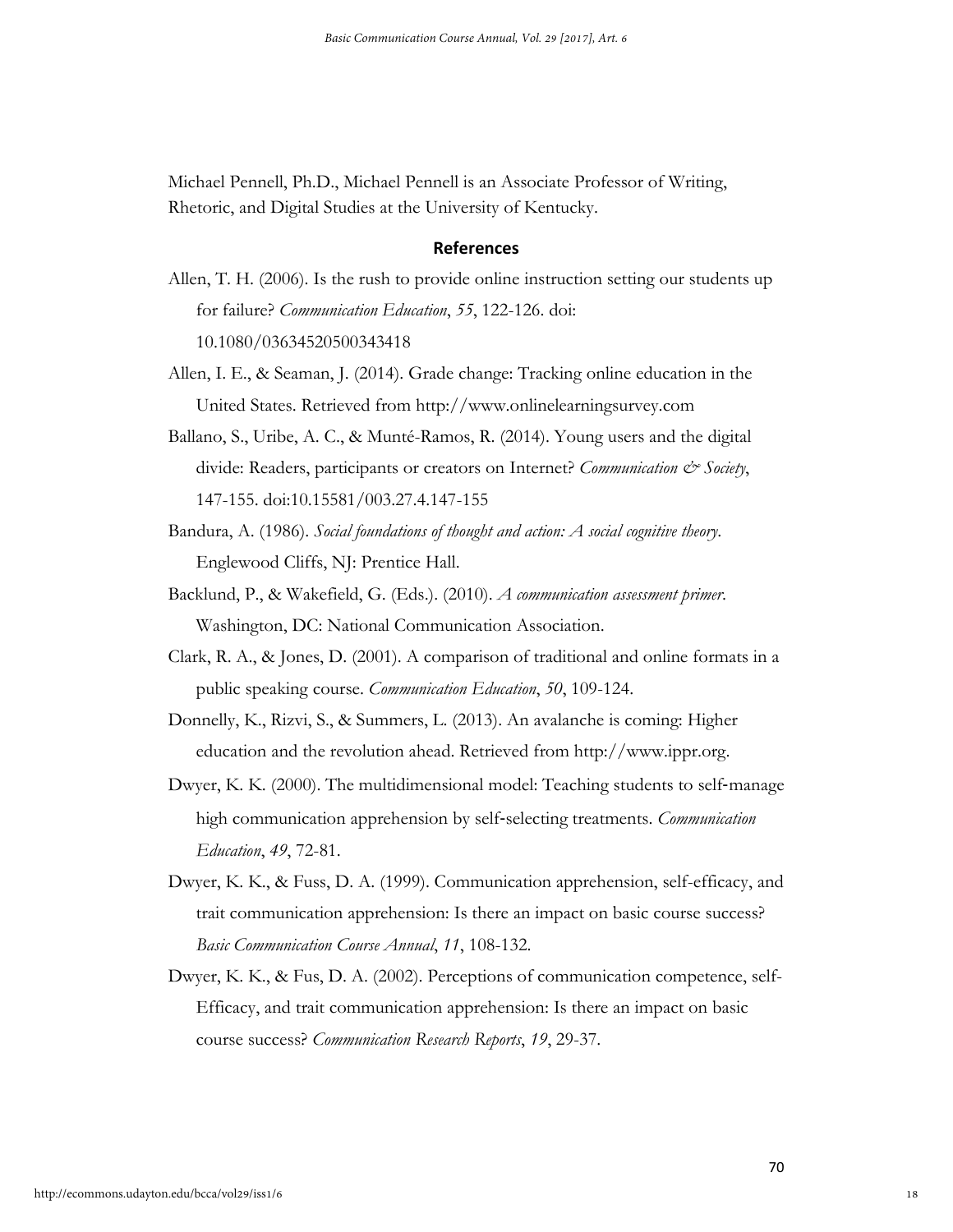Michael Pennell, Ph.D., Michael Pennell is an Associate Professor of Writing, Rhetoric, and Digital Studies at the University of Kentucky.

## References

Allen, T. H. (2006). Is the rush to provide online instruction setting our students up for failure? *Communication Education*, *55*, 122-126. doi: 10.1080/03634520500343418

Allen, I. E., & Seaman, J. (2014). Grade change: Tracking online education in the United States. Retrieved from http://www.onlinelearningsurvey.com

Ballano, S., Uribe, A. C., & Munté-Ramos, R. (2014). Young users and the digital divide: Readers, participants or creators on Internet? *Communication & Society*, 147-155. doi:10.15581/003.27.4.147-155

Bandura, A. (1986). *Social foundations of thought and action: A social cognitive theory*. Englewood Cliffs, NJ: Prentice Hall.

Backlund, P., & Wakefield, G. (Eds.). (2010). *A communication assessment primer*. Washington, DC: National Communication Association.

Clark, R. A., & Jones, D. (2001). A comparison of traditional and online formats in a public speaking course. *Communication Education*, *50*, 109-124.

Donnelly, K., Rizvi, S., & Summers, L. (2013). An avalanche is coming: Higher education and the revolution ahead. Retrieved from http://www.ippr.org.

Dwyer, K. K. (2000). The multidimensional model: Teaching students to self-manage high communication apprehension by self-selecting treatments. *Communication Education*, *49*, 72-81.

Dwyer, K. K., & Fuss, D. A. (1999). Communication apprehension, self-efficacy, and trait communication apprehension: Is there an impact on basic course success? *Basic Communication Course Annual*, *11*, 108-132.

Dwyer, K. K., & Fus, D. A. (2002). Perceptions of communication competence, self-Efficacy, and trait communication apprehension: Is there an impact on basic course success? *Communication Research Reports*, *19*, 29-37.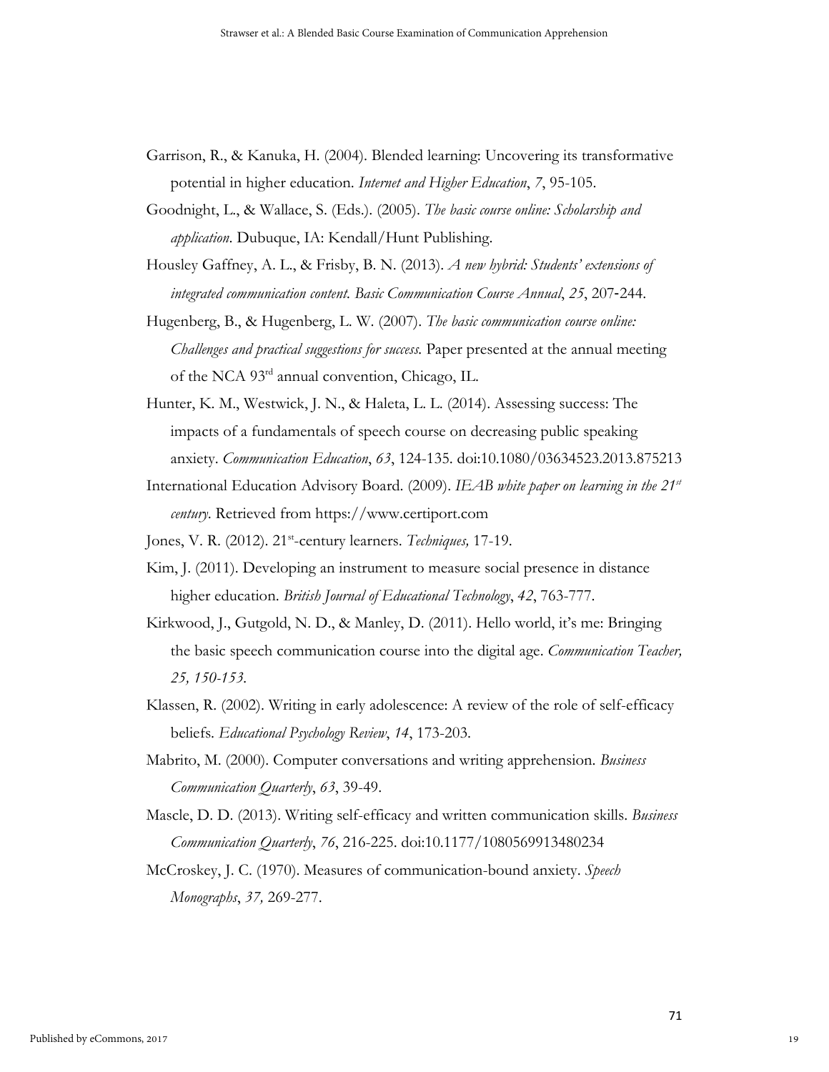Garrison, R., & Kanuka, H. (2004). Blended learning: Uncovering its transformative potential in higher education. *Internet and Higher Education*, *7*, 95-105.

Goodnight, L., & Wallace, S. (Eds.). (2005). *The basic course online: Scholarship and application*. Dubuque, IA: Kendall/Hunt Publishing.

Housley Gaffney, A. L., & Frisby, B. N. (2013). *A new hybrid: Students' extensions of integrated communication content. Basic Communication Course Annual*, *25*, 207-244.

Hugenberg, B., & Hugenberg, L. W. (2007). *The basic communication course online: Challenges and practical suggestions for success.* Paper presented at the annual meeting of the NCA 93rd annual convention, Chicago, IL.

Hunter, K. M., Westwick, J. N., & Haleta, L. L. (2014). Assessing success: The impacts of a fundamentals of speech course on decreasing public speaking anxiety. *Communication Education*, *63*, 124-135. doi:10.1080/03634523.2013.875213

International Education Advisory Board. (2009). *IEAB white paper on learning in the 21st century*. Retrieved from https://www.certiport.com

Jones, V. R. (2012). 21st-century learners. *Techniques,* 17-19.

Kim, J. (2011). Developing an instrument to measure social presence in distance higher education. *British Journal of Educational Technology*, *42*, 763-777.

Kirkwood, J., Gutgold, N. D., & Manley, D. (2011). Hello world, it's me: Bringing the basic speech communication course into the digital age. *Communication Teacher, 25, 150-153.*

Klassen, R. (2002). Writing in early adolescence: A review of the role of self-efficacy beliefs. *Educational Psychology Review*, *14*, 173-203.

Mabrito, M. (2000). Computer conversations and writing apprehension. *Business Communication Quarterly*, *63*, 39-49.

Mascle, D. D. (2013). Writing self-efficacy and written communication skills. *Business Communication Quarterly*, *76*, 216-225. doi:10.1177/1080569913480234

McCroskey, J. C. (1970). Measures of communication-bound anxiety. *Speech Monographs*, *37,* 269-277.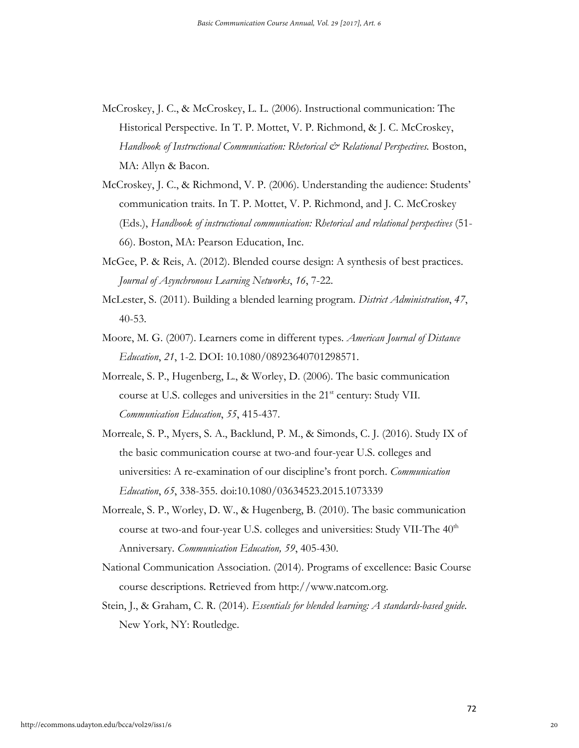McCroskey, J. C., & McCroskey, L. L. (2006). Instructional communication: The Historical Perspective. In T. P. Mottet, V. P. Richmond, & J. C. McCroskey, *Handbook of Instructional Communication: Rhetorical & Relational Perspectives.* Boston, MA: Allyn & Bacon.

McCroskey, J. C., & Richmond, V. P. (2006). Understanding the audience: Students' communication traits. In T. P. Mottet, V. P. Richmond, and J. C. McCroskey (Eds.), *Handbook of instructional communication: Rhetorical and relational perspectives* (51-66). Boston, MA: Pearson Education, Inc.

McGee, P. & Reis, A. (2012). Blended course design: A synthesis of best practices. *Journal of Asynchronous Learning Networks*, *16*, 7-22.

McLester, S. (2011). Building a blended learning program. *District Administration*, *47*, 40-53.

Moore, M. G. (2007). Learners come in different types. *American Journal of Distance Education*, *21*, 1-2. DOI: 10.1080/08923640701298571.

Morreale, S. P., Hugenberg, L., & Worley, D. (2006). The basic communication course at U.S. colleges and universities in the 21st century: Study VII. *Communication Education*, *55*, 415-437.

Morreale, S. P., Myers, S. A., Backlund, P. M., & Simonds, C. J. (2016). Study IX of the basic communication course at two-and four-year U.S. colleges and universities: A re-examination of our discipline's front porch. *Communication Education*, *65*, 338-355. doi:10.1080/03634523.2015.1073339

Morreale, S. P., Worley, D. W., & Hugenberg, B. (2010). The basic communication course at two-and four-year U.S. colleges and universities: Study VII-The 40th Anniversary. *Communication Education, 59*, 405-430.

National Communication Association. (2014). Programs of excellence: Basic Course course descriptions. Retrieved from http://www.natcom.org.

Stein, J., & Graham, C. R. (2014). *Essentials for blended learning: A standards-based guide*. New York, NY: Routledge.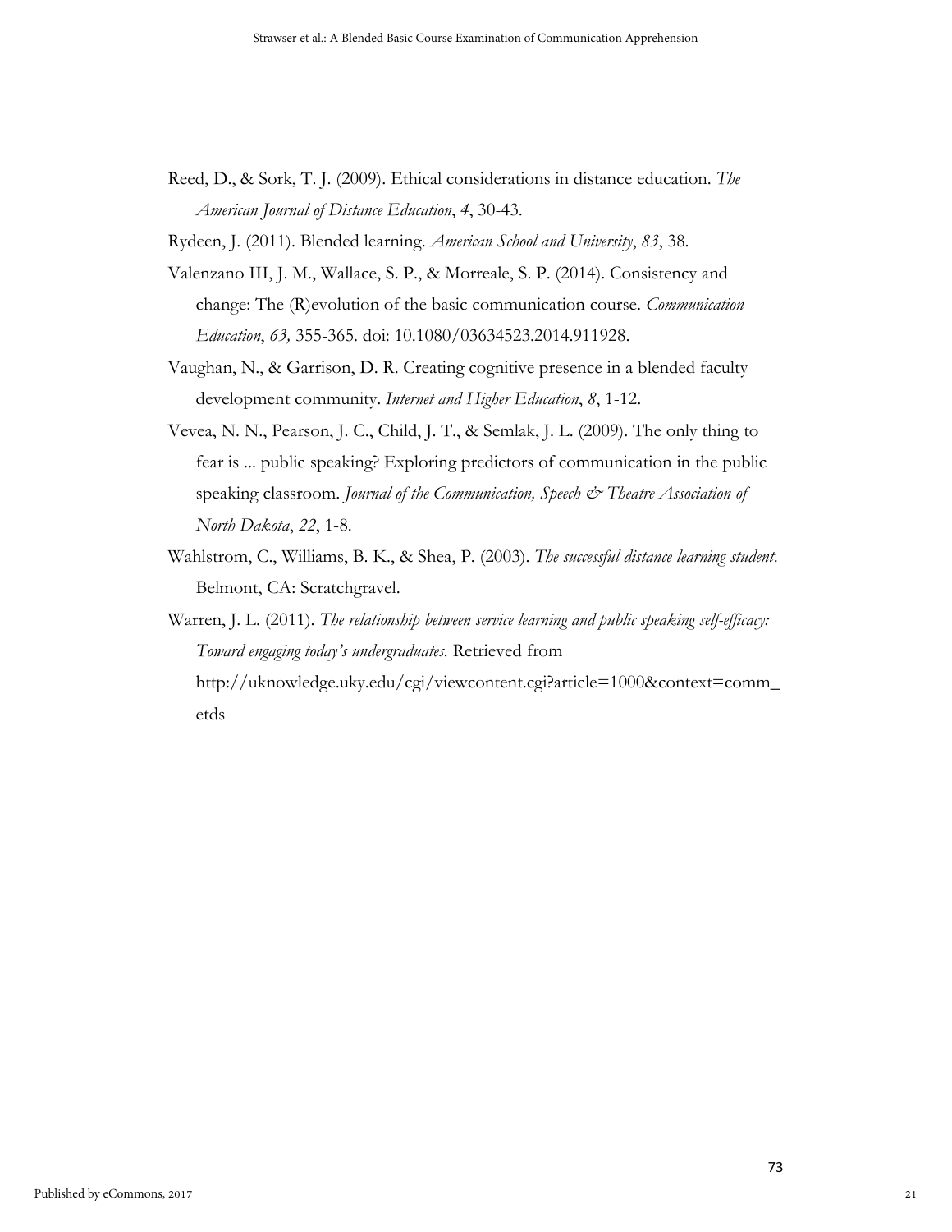Reed, D., & Sork, T. J. (2009). Ethical considerations in distance education. *The American Journal of Distance Education*, *4*, 30-43.

Rydeen, J. (2011). Blended learning. *American School and University*, *83*, 38.

Valenzano III, J. M., Wallace, S. P., & Morreale, S. P. (2014). Consistency and change: The (R)evolution of the basic communication course. *Communication Education*, *63,* 355-365. doi: 10.1080/03634523.2014.911928.

Vaughan, N., & Garrison, D. R. Creating cognitive presence in a blended faculty development community. *Internet and Higher Education*, *8*, 1-12.

Vevea, N. N., Pearson, J. C., Child, J. T., & Semlak, J. L. (2009). The only thing to fear is ... public speaking? Exploring predictors of communication in the public speaking classroom. *Journal of the Communication, Speech & Theatre Association of North Dakota*, *22*, 1-8.

Wahlstrom, C., Williams, B. K., & Shea, P. (2003). *The successful distance learning student*. Belmont, CA: Scratchgravel.

Warren, J. L. (2011). *The relationship between service learning and public speaking self-efficacy: Toward engaging today's undergraduates.* Retrieved from http://uknowledge.uky.edu/cgi/viewcontent.cgi?article=1000&context=comm_etds